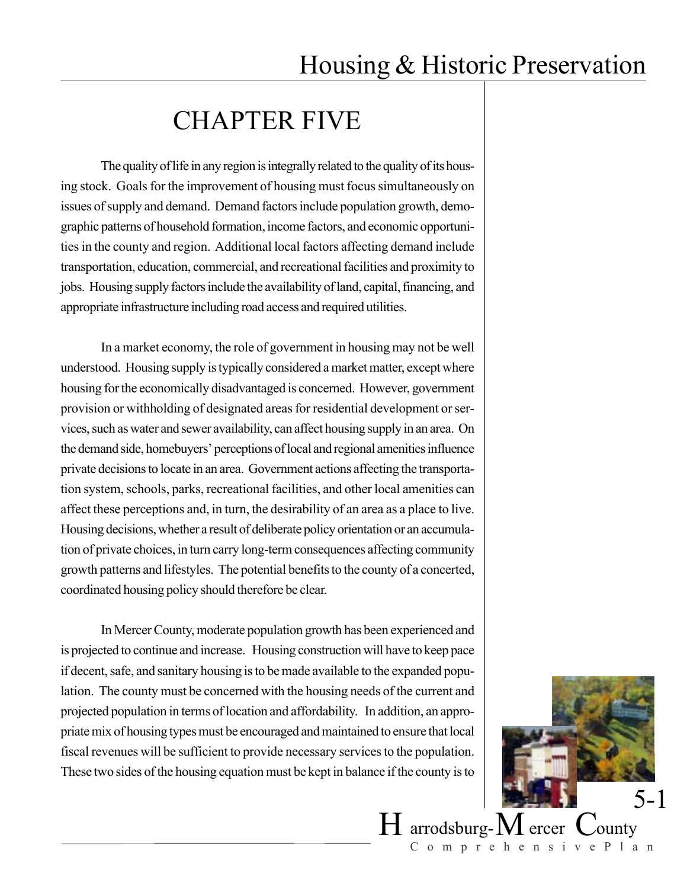# Housing & Historic Preservation

## CHAPTER FIVE

The quality of life in any region is integrally related to the quality of its housing stock. Goals for the improvement of housing must focus simultaneously on issues of supply and demand. Demand factors include population growth, demographic patterns of household formation, income factors, and economic opportunities in the county and region. Additional local factors affecting demand include transportation, education, commercial, and recreational facilities and proximity to jobs. Housing supply factors include the availability of land, capital, financing, and appropriate infrastructure including road access and required utilities.

In a market economy, the role of government in housing may not be well understood. Housing supply is typically considered a market matter, except where housing for the economically disadvantaged is concerned. However, government provision or withholding of designated areas for residential development or services, such as water and sewer availability, can affect housing supply in an area. On the demand side, homebuyers' perceptions of local and regional amenities influence private decisions to locate in an area. Government actions affecting the transportation system, schools, parks, recreational facilities, and other local amenities can affect these perceptions and, in turn, the desirability of an area as a place to live. Housing decisions, whether a result of deliberate policy orientation or an accumulation of private choices, in turn carry long-term consequences affecting community growth patterns and lifestyles. The potential benefits to the county of a concerted, coordinated housing policy should therefore be clear.

In Mercer County, moderate population growth has been experienced and is projected to continue and increase. Housing construction will have to keep pace if decent, safe, and sanitary housing is to be made available to the expanded population. The county must be concerned with the housing needs of the current and projected population in terms of location and affordability. In addition, an appropriate mix of housing types must be encouraged and maintained to ensure that local fiscal revenues will be sufficient to provide necessary services to the population. These two sides of the housing equation must be kept in balance if the county is to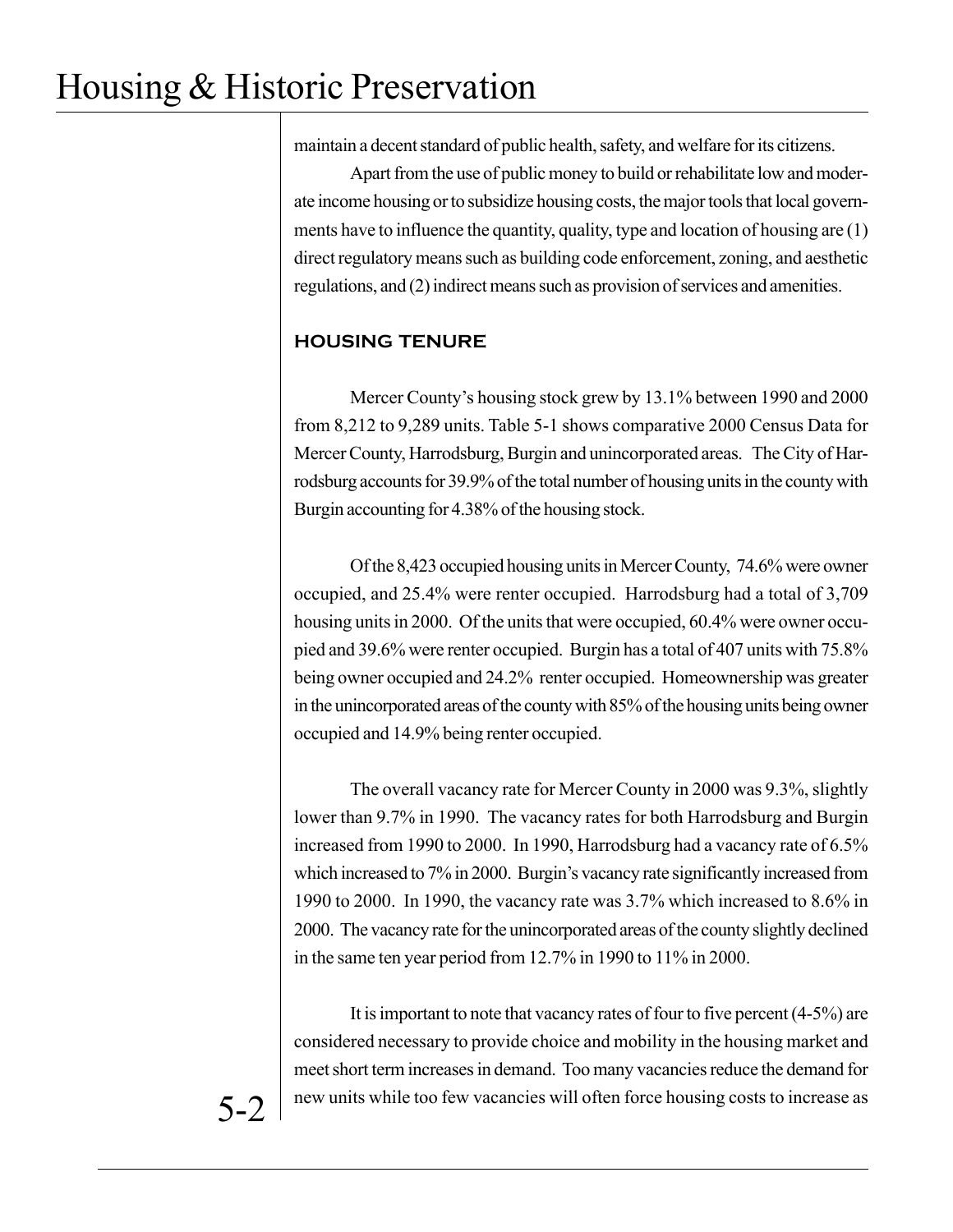maintain a decent standard of public health, safety, and welfare for its citizens.

Apart from the use of public money to build or rehabilitate low and moderate income housing or to subsidize housing costs, the major tools that local governments have to influence the quantity, quality, type and location of housing are (1) direct regulatory means such as building code enforcement, zoning, and aesthetic regulations, and (2) indirect means such as provision of services and amenities.

## HOUSING TENURE

Mercer County's housing stock grew by 13.1% between 1990 and 2000 from 8,212 to 9,289 units. Table 5-1 shows comparative 2000 Census Data for Mercer County, Harrodsburg, Burgin and unincorporated areas. The City of Harrodsburg accounts for 39.9% of the total number of housing units in the county with Burgin accounting for 4.38% of the housing stock.

Of the 8,423 occupied housing units in Mercer County, 74.6% were owner occupied, and 25.4% were renter occupied. Harrodsburg had a total of 3,709 housing units in 2000. Of the units that were occupied, 60.4% were owner occupied and 39.6% were renter occupied. Burgin has a total of 407 units with 75.8% being owner occupied and 24.2% renter occupied. Homeownership was greater in the unincorporated areas of the county with 85% of the housing units being owner occupied and 14.9% being renter occupied.

The overall vacancy rate for Mercer County in 2000 was 9.3%, slightly lower than 9.7% in 1990. The vacancy rates for both Harrodsburg and Burgin increased from 1990 to 2000. In 1990, Harrodsburg had a vacancy rate of 6.5% which increased to 7% in 2000. Burgin's vacancy rate significantly increased from 1990 to 2000. In 1990, the vacancy rate was 3.7% which increased to 8.6% in 2000. The vacancy rate for the unincorporated areas of the county slightly declined in the same ten year period from 12.7% in 1990 to 11% in 2000.

It is important to note that vacancy rates of four to five percent (4-5%) are considered necessary to provide choice and mobility in the housing market and meet short term increases in demand. Too many vacancies reduce the demand for new units while too few vacancies will often force housing costs to increase as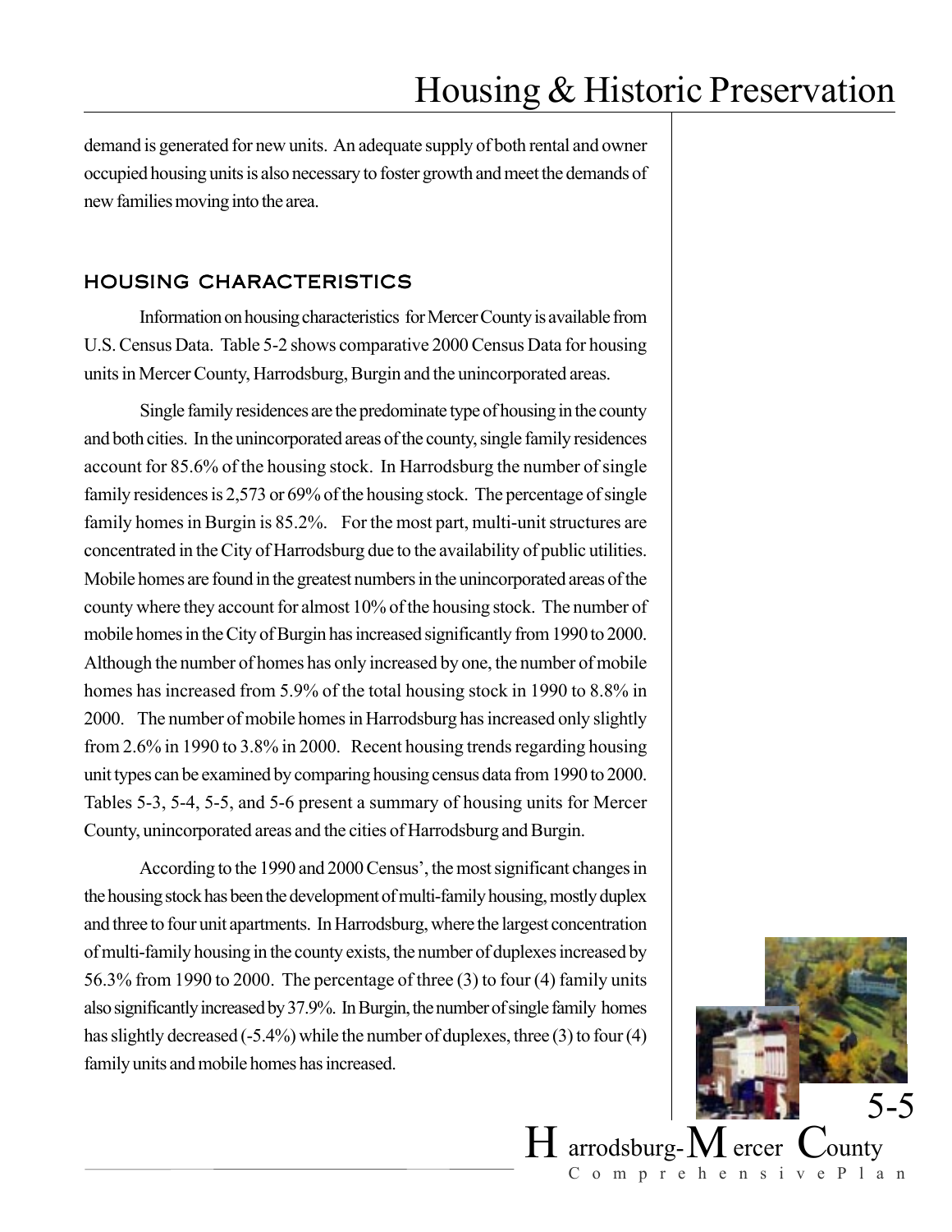demand is generated for new units. An adequate supply of both rental and owner occupied housing units is also necessary to foster growth and meet the demands of new families moving into the area.

## HOUSING CHARACTERISTICS

Information on housing characteristics for Mercer County is available from U.S. Census Data. Table 5-2 shows comparative 2000 Census Data for housing units in Mercer County, Harrodsburg, Burgin and the unincorporated areas.

Single family residences are the predominate type of housing in the county and both cities. In the unincorporated areas of the county, single family residences account for 85.6% of the housing stock. In Harrodsburg the number of single family residences is 2,573 or 69% of the housing stock. The percentage of single family homes in Burgin is 85.2%. For the most part, multi-unit structures are concentrated in the City of Harrodsburg due to the availability of public utilities. Mobile homes are found in the greatest numbers in the unincorporated areas of the county where they account for almost 10% of the housing stock. The number of mobile homes in the City of Burgin has increased significantly from 1990 to 2000. Although the number of homes has only increased by one, the number of mobile homes has increased from 5.9% of the total housing stock in 1990 to 8.8% in 2000. The number of mobile homes in Harrodsburg has increased only slightly from 2.6% in 1990 to 3.8% in 2000. Recent housing trends regarding housing unit types can be examined by comparing housing census data from 1990 to 2000. Tables 5-3, 5-4, 5-5, and 5-6 present a summary of housing units for Mercer County, unincorporated areas and the cities of Harrodsburg and Burgin.

According to the 1990 and 2000 Census', the most significant changes in the housing stock has been the development of multi-family housing, mostly duplex and three to four unit apartments. In Harrodsburg, where the largest concentration of multi-family housing in the county exists, the number of duplexes increased by 56.3% from 1990 to 2000. The percentage of three (3) to four (4) family units also significantly increased by 37.9%. In Burgin, the number of single family homes has slightly decreased (-5.4%) while the number of duplexes, three (3) to four (4) family units and mobile homes has increased.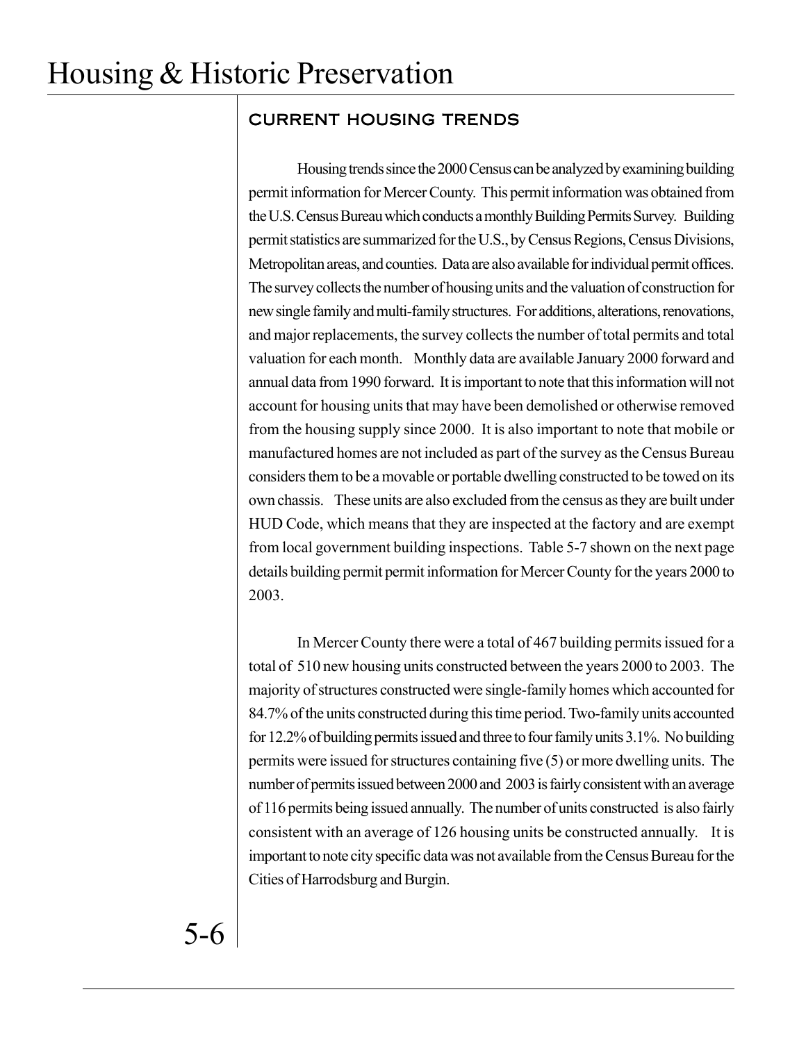## CURRENT HOUSING TRENDS

Housing trends since the 2000 Census can be analyzed by examining building permit information for Mercer County. This permit information was obtained from the U.S. Census Bureau which conducts a monthly Building Permits Survey. Building permit statistics are summarized for the U.S., by Census Regions, Census Divisions, Metropolitan areas, and counties. Data are also available for individual permit offices. The survey collects the number of housing units and the valuation of construction for new single family and multi-family structures. For additions, alterations, renovations, and major replacements, the survey collects the number of total permits and total valuation for each month. Monthly data are available January 2000 forward and annual data from 1990 forward. It is important to note that this information will not account for housing units that may have been demolished or otherwise removed from the housing supply since 2000. It is also important to note that mobile or manufactured homes are not included as part of the survey as the Census Bureau considers them to be a movable or portable dwelling constructed to be towed on its own chassis. These units are also excluded from the census as they are built under HUD Code, which means that they are inspected at the factory and are exempt from local government building inspections. Table 5-7 shown on the next page details building permit permit information for Mercer County for the years 2000 to 2003.

In Mercer County there were a total of 467 building permits issued for a total of 510 new housing units constructed between the years 2000 to 2003. The majority of structures constructed were single-family homes which accounted for 84.7% of the units constructed during this time period. Two-family units accounted for 12.2% of building permits issued and three to four family units 3.1%. No building permits were issued for structures containing five (5) or more dwelling units. The number of permits issued between 2000 and 2003 is fairly consistent with an average of 116 permits being issued annually. The number of units constructed is also fairly consistent with an average of 126 housing units be constructed annually. It is important to note city specific data was not available from the Census Bureau for the Cities of Harrodsburg and Burgin.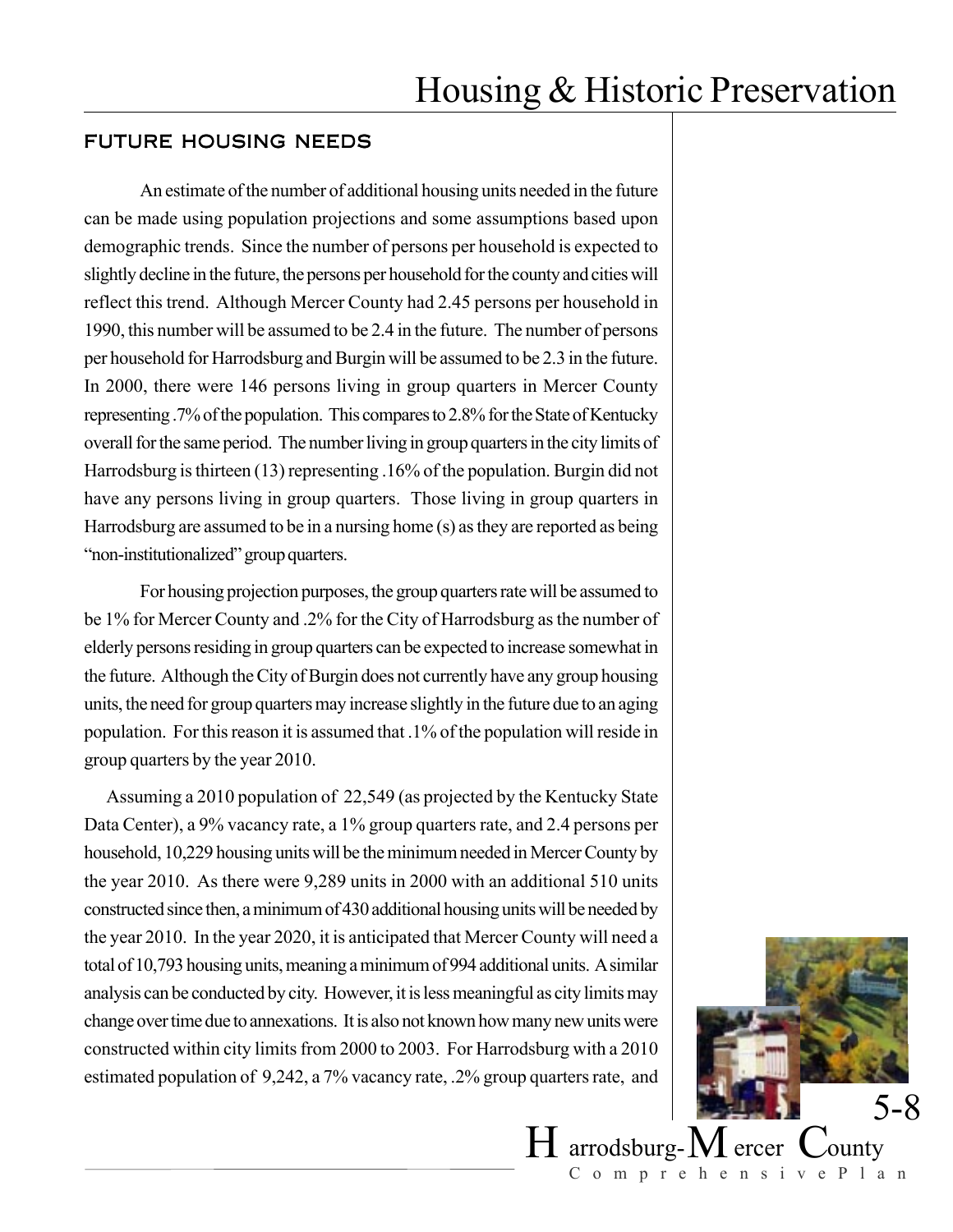## FUTURE HOUSING NEEDS

An estimate of the number of additional housing units needed in the future can be made using population projections and some assumptions based upon demographic trends. Since the number of persons per household is expected to slightly decline in the future, the persons per household for the county and cities will reflect this trend. Although Mercer County had 2.45 persons per household in 1990, this number will be assumed to be 2.4 in the future. The number of persons per household for Harrodsburg and Burgin will be assumed to be 2.3 in the future. In 2000, there were 146 persons living in group quarters in Mercer County representing .7% of the population. This compares to 2.8% for the State of Kentucky overall for the same period. The number living in group quarters in the city limits of Harrodsburg is thirteen (13) representing .16% of the population. Burgin did not have any persons living in group quarters. Those living in group quarters in Harrodsburg are assumed to be in a nursing home (s) as they are reported as being "non-institutionalized" group quarters.

For housing projection purposes, the group quarters rate will be assumed to be 1% for Mercer County and .2% for the City of Harrodsburg as the number of elderly persons residing in group quarters can be expected to increase somewhat in the future. Although the City of Burgin does not currently have any group housing units, the need for group quarters may increase slightly in the future due to an aging population. For this reason it is assumed that .1% of the population will reside in group quarters by the year 2010.

Assuming a 2010 population of 22,549 (as projected by the Kentucky State Data Center), a 9% vacancy rate, a 1% group quarters rate, and 2.4 persons per household, 10,229 housing units will be the minimum needed in Mercer County by the year 2010. As there were 9,289 units in 2000 with an additional 510 units constructed since then, a minimum of 430 additional housing units will be needed by the year 2010. In the year 2020, it is anticipated that Mercer County will need a total of 10,793 housing units, meaning a minimum of 994 additional units. A similar analysis can be conducted by city. However, it is less meaningful as city limits may change over time due to annexations. It is also not known how many new units were constructed within city limits from 2000 to 2003. For Harrodsburg with a 2010 estimated population of 9,242, a 7% vacancy rate, .2% group quarters rate, and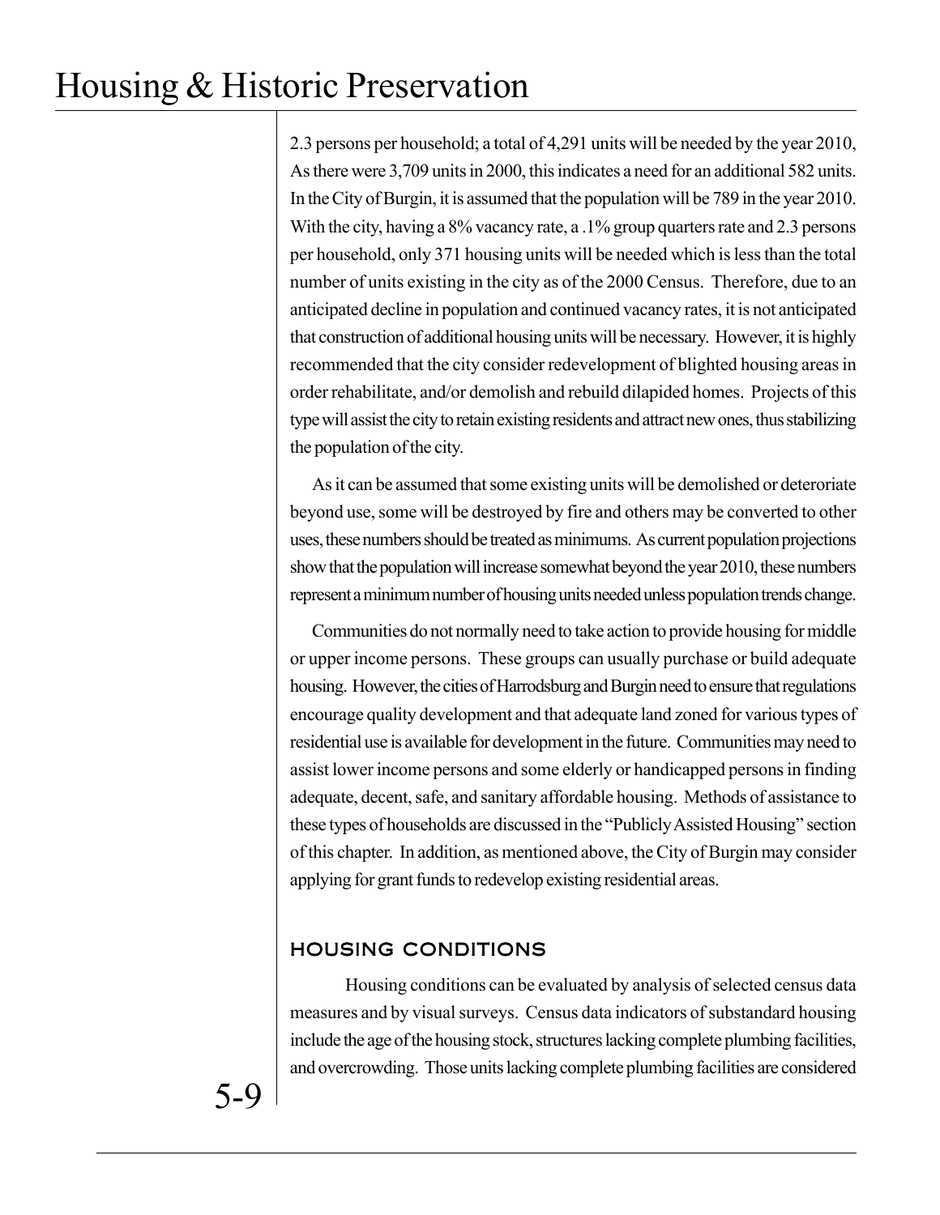2.3 persons per household; a total of 4,291 units will be needed by the year 2010, As there were 3,709 units in 2000, this indicates a need for an additional 582 units. In the City of Burgin, it is assumed that the population will be 789 in the year 2010. With the city, having a 8% vacancy rate, a .1% group quarters rate and 2.3 persons per household, only 371 housing units will be needed which is less than the total number of units existing in the city as of the 2000 Census. Therefore, due to an anticipated decline in population and continued vacancy rates, it is not anticipated that construction of additional housing units will be necessary. However, it is highly recommended that the city consider redevelopment of blighted housing areas in order rehabilitate, and/or demolish and rebuild dilapided homes. Projects of this type will assist the city to retain existing residents and attract new ones, thus stabilizing the population of the city.

As it can be assumed that some existing units will be demolished or deteriorate beyond use, some will be destroyed by fire and others may be converted to other uses, these numbers should be treated as minimums. As current population projections show that the population will increase somewhat beyond the year 2010, these numbers represent a minimum number of housing units needed unless population trends change.

Communities do not normally need to take action to provide housing for middle or upper income persons. These groups can usually purchase or build adequate housing. However, the cities of Harrodsburg and Burgin need to ensure that regulations encourage quality development and that adequate land zoned for various types of residential use is available for development in the future. Communities may need to assist lower income persons and some elderly or handicapped persons in finding adequate, decent, safe, and sanitary affordable housing. Methods of assistance to these types of households are discussed in the "Publicly Assisted Housing" section of this chapter. In addition, as mentioned above, the City of Burgin may consider applying for grant funds to redevelop existing residential areas.

## HOUSING CONDITIONS

Housing conditions can be evaluated by analysis of selected census data measures and by visual surveys. Census data indicators of substandard housing include the age of the housing stock, structures lacking complete plumbing facilities, and overcrowding. Those units lacking complete plumbing facilities are considered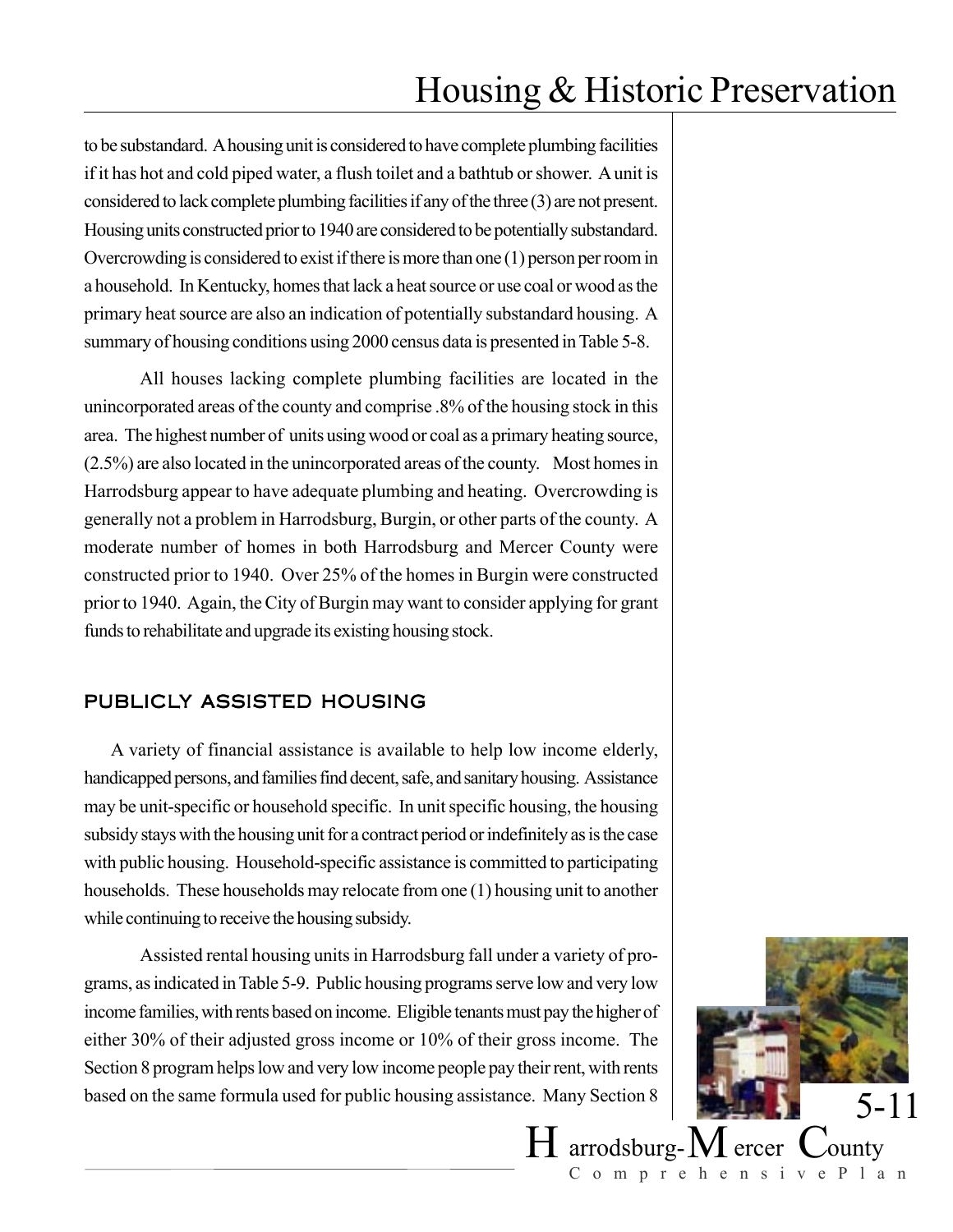to be substandard. A housing unit is considered to have complete plumbing facilities if it has hot and cold piped water, a flush toilet and a bathtub or shower. A unit is considered to lack complete plumbing facilities if any of the three (3) are not present. Housing units constructed prior to 1940 are considered to be potentially substandard. Overcrowding is considered to exist if there is more than one (1) person per room in a household. In Kentucky, homes that lack a heat source or use coal or wood as the primary heat source are also an indication of potentially substandard housing. A summary of housing conditions using 2000 census data is presented in Table 5-8.

All houses lacking complete plumbing facilities are located in the unincorporated areas of the county and comprise .8% of the housing stock in this area. The highest number of units using wood or coal as a primary heating source, (2.5%) are also located in the unincorporated areas of the county. Most homes in Harrodsburg appear to have adequate plumbing and heating. Overcrowding is generally not a problem in Harrodsburg, Burgin, or other parts of the county. A moderate number of homes in both Harrodsburg and Mercer County were constructed prior to 1940. Over 25% of the homes in Burgin were constructed prior to 1940. Again, the City of Burgin may want to consider applying for grant funds to rehabilitate and upgrade its existing housing stock.

## PUBLICLY ASSISTED HOUSING

A variety of financial assistance is available to help low income elderly, handicapped persons, and families find decent, safe, and sanitary housing. Assistance may be unit-specific or household specific. In unit specific housing, the housing subsidy stays with the housing unit for a contract period or indefinitely as is the case with public housing. Household-specific assistance is committed to participating households. These households may relocate from one (1) housing unit to another while continuing to receive the housing subsidy.

Assisted rental housing units in Harrodsburg fall under a variety of programs, as indicated in Table 5-9. Public housing programs serve low and very low income families, with rents based on income. Eligible tenants must pay the higher of either 30% of their adjusted gross income or 10% of their gross income. The Section 8 program helps low and very low income people pay their rent, with rents based on the same formula used for public housing assistance. Many Section 8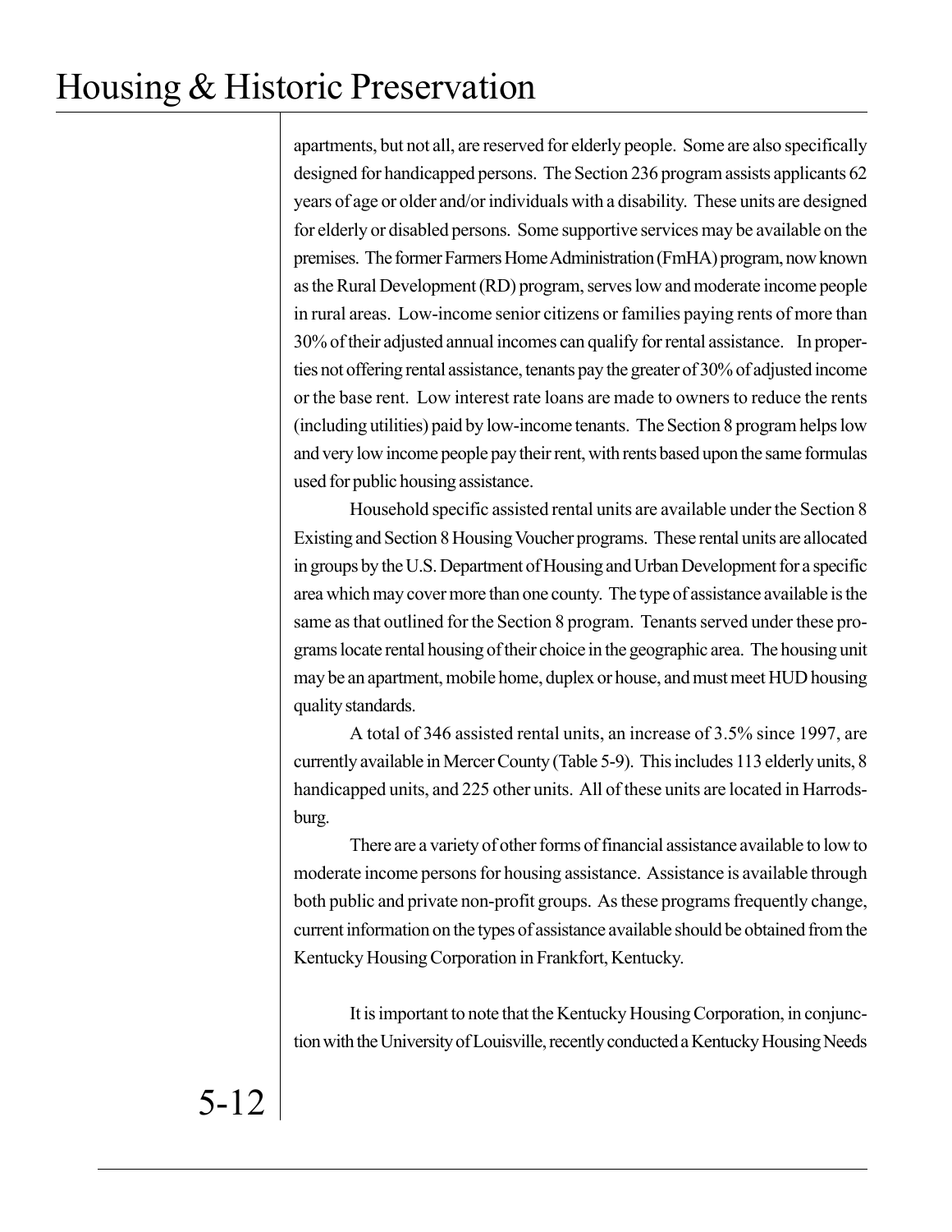apartments, but not all, are reserved for elderly people. Some are also specifically designed for handicapped persons. The Section 236 program assists applicants 62 years of age or older and/or individuals with a disability. These units are designed for elderly or disabled persons. Some supportive services may be available on the premises. The former Farmers Home Administration (FmHA) program, now known as the Rural Development (RD) program, serves low and moderate income people in rural areas. Low-income senior citizens or families paying rents of more than 30% of their adjusted annual incomes can qualify for rental assistance. In properties not offering rental assistance, tenants pay the greater of 30% of adjusted income or the base rent. Low interest rate loans are made to owners to reduce the rents (including utilities) paid by low-income tenants. The Section 8 program helps low and very low income people pay their rent, with rents based upon the same formulas used for public housing assistance.

Household specific assisted rental units are available under the Section 8 Existing and Section 8 Housing Voucher programs. These rental units are allocated in groups by the U.S. Department of Housing and Urban Development for a specific area which may cover more than one county. The type of assistance available is the same as that outlined for the Section 8 program. Tenants served under these programs locate rental housing of their choice in the geographic area. The housing unit may be an apartment, mobile home, duplex or house, and must meet HUD housing quality standards.

A total of 346 assisted rental units, an increase of 3.5% since 1997, are currently available in Mercer County (Table 5-9). This includes 113 elderly units, 8 handicapped units, and 225 other units. All of these units are located in Harrodsburg.

There are a variety of other forms of financial assistance available to low to moderate income persons for housing assistance. Assistance is available through both public and private non-profit groups. As these programs frequently change, current information on the types of assistance available should be obtained from the Kentucky Housing Corporation in Frankfort, Kentucky.

It is important to note that the Kentucky Housing Corporation, in conjunction with the University of Louisville, recently conducted a Kentucky Housing Needs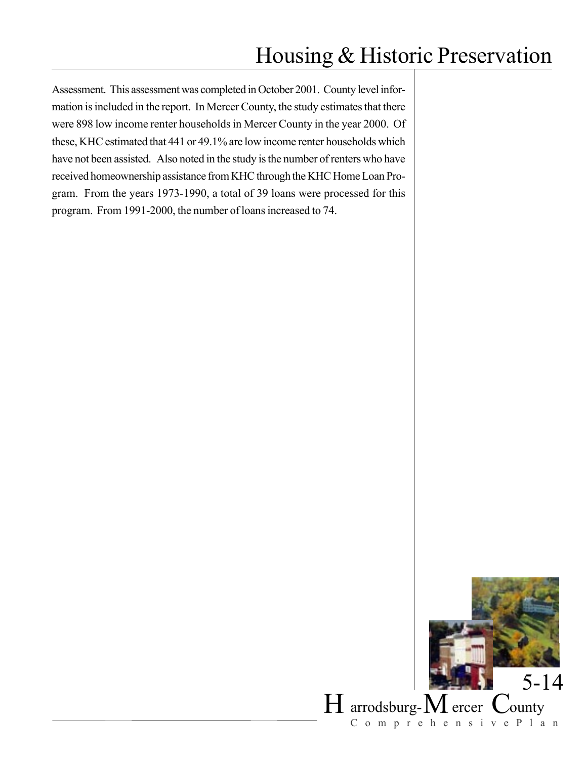Assessment. This assessment was completed in October 2001. County level information is included in the report. In Mercer County, the study estimates that there were 898 low income renter households in Mercer County in the year 2000. Of these, KHC estimated that 441 or 49.1% are low income renter households which have not been assisted. Also noted in the study is the number of renters who have received homeownership assistance from KHC through the KHC Home Loan Program. From the years 1973-1990, a total of 39 loans were processed for this program. From 1991-2000, the number of loans increased to 74.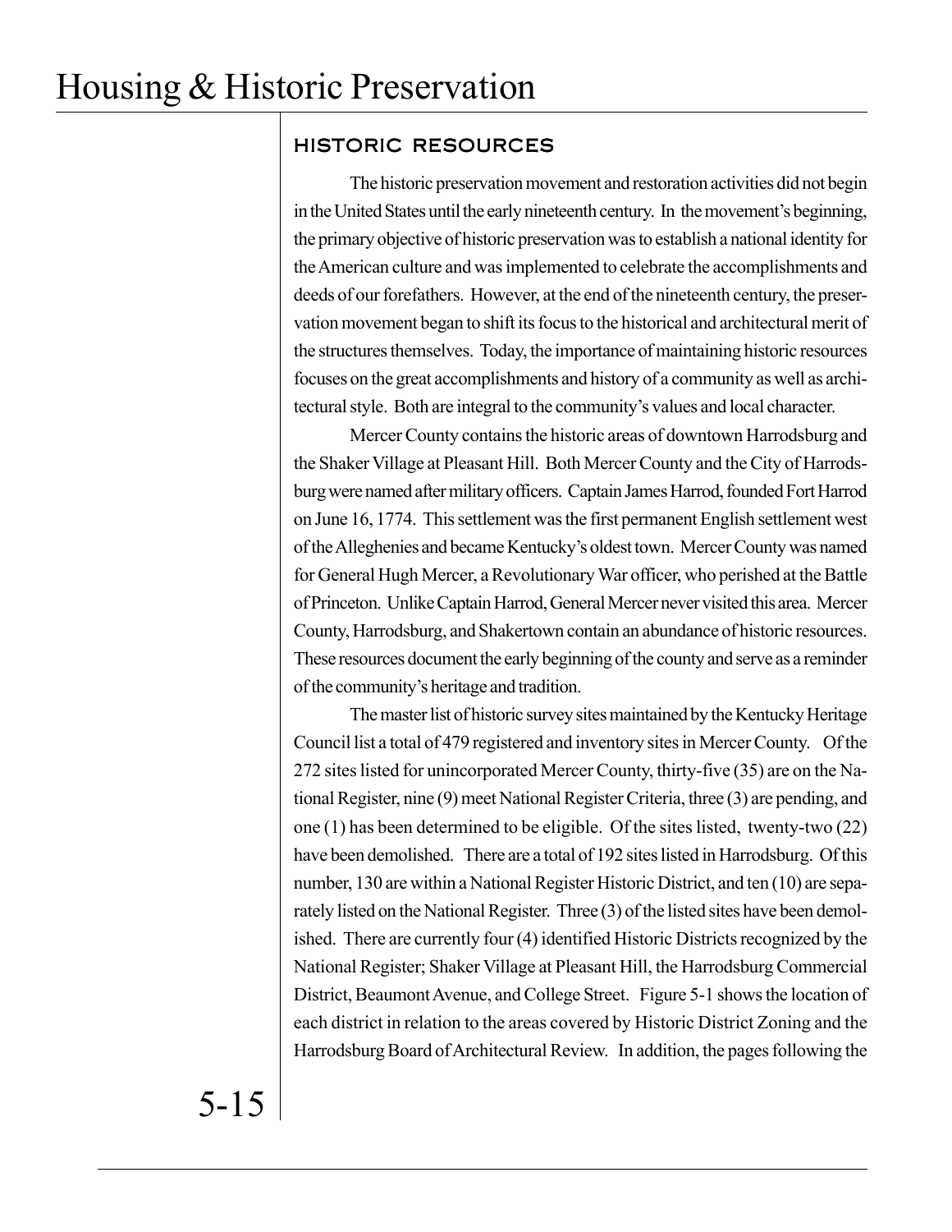## HISTORIC RESOURCES

The historic preservation movement and restoration activities did not begin in the United States until the early nineteenth century. In the movement's beginning, the primary objective of historic preservation was to establish a national identity for the American culture and was implemented to celebrate the accomplishments and deeds of our forefathers. However, at the end of the nineteenth century, the preservation movement began to shift its focus to the historical and architectural merit of the structures themselves. Today, the importance of maintaining historic resources focuses on the great accomplishments and history of a community as well as architectural style. Both are integral to the community's values and local character.

Mercer County contains the historic areas of downtown Harrodsburg and the Shaker Village at Pleasant Hill. Both Mercer County and the City of Harrodsburg were named after military officers. Captain James Harrod, founded Fort Harrod on June 16, 1774. This settlement was the first permanent English settlement west of the Alleghenies and became Kentucky's oldest town. Mercer County was named for General Hugh Mercer, a Revolutionary War officer, who perished at the Battle of Princeton. Unlike Captain Harrod, General Mercer never visited this area. Mercer County, Harrodsburg, and Shakertown contain an abundance of historic resources. These resources document the early beginning of the county and serve as a reminder of the community's heritage and tradition.

The master list of historic survey sites maintained by the Kentucky Heritage Council list a total of 479 registered and inventory sites in Mercer County. Of the 272 sites listed for unincorporated Mercer County, thirty-five (35) are on the National Register, nine (9) meet National Register Criteria, three (3) are pending, and one (1) has been determined to be eligible. Of the sites listed, twenty-two (22) have been demolished. There are a total of 192 sites listed in Harrodsburg. Of this number, 130 are within a National Register Historic District, and ten (10) are separately listed on the National Register. Three (3) of the listed sites have been demolished. There are currently four (4) identified Historic Districts recognized by the National Register; Shaker Village at Pleasant Hill, the Harrodsburg Commercial District, Beaumont Avenue, and College Street. Figure 5-1 shows the location of each district in relation to the areas covered by Historic District Zoning and the Harrodsburg Board of Architectural Review. In addition, the pages following the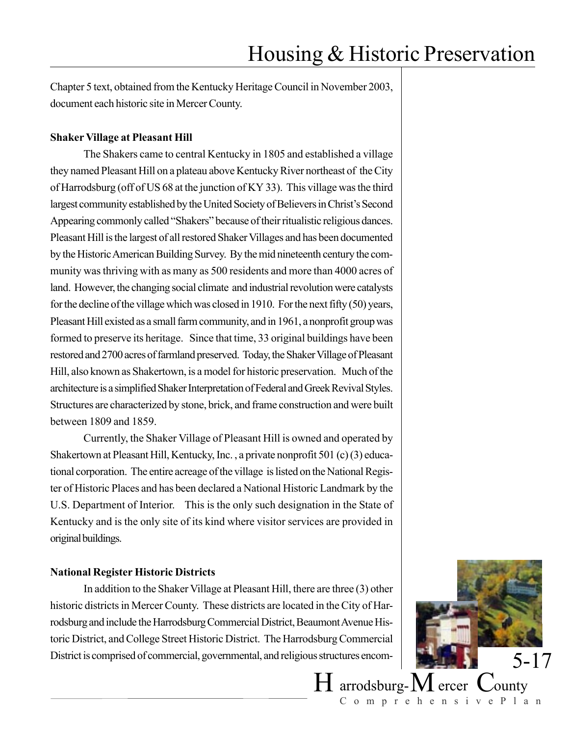Chapter 5 text, obtained from the Kentucky Heritage Council in November 2003, document each historic site in Mercer County.

**Shaker Village at Pleasant Hill**

The Shakers came to central Kentucky in 1805 and established a village they named Pleasant Hill on a plateau above Kentucky River northeast of the City of Harrodsburg (off of US 68 at the junction of KY 33). This village was the third largest community established by the United Society of Believers in Christ's Second Appearing commonly called "Shakers" because of their ritualistic religious dances. Pleasant Hill is the largest of all restored Shaker Villages and has been documented by the Historic American Building Survey. By the mid nineteenth century the community was thriving with as many as 500 residents and more than 4000 acres of land. However, the changing social climate and industrial revolution were catalysts for the decline of the village which was closed in 1910. For the next fifty (50) years, Pleasant Hill existed as a small farm community, and in 1961, a nonprofit group was formed to preserve its heritage. Since that time, 33 original buildings have been restored and 2700 acres of farmland preserved. Today, the Shaker Village of Pleasant Hill, also known as Shakertown, is a model for historic preservation. Much of the architecture is a simplified Shaker Interpretation of Federal and Greek Revival Styles. Structures are characterized by stone, brick, and frame construction and were built between 1809 and 1859.

Currently, the Shaker Village of Pleasant Hill is owned and operated by Shakertown at Pleasant Hill, Kentucky, Inc. , a private nonprofit 501 (c) (3) educational corporation. The entire acreage of the village is listed on the National Register of Historic Places and has been declared a National Historic Landmark by the U.S. Department of Interior. This is the only such designation in the State of Kentucky and is the only site of its kind where visitor services are provided in original buildings.

**National Register Historic Districts**

In addition to the Shaker Village at Pleasant Hill, there are three (3) other historic districts in Mercer County. These districts are located in the City of Harrodsburg and include the Harrodsburg Commercial District, Beaumont Avenue Historic District, and College Street Historic District. The Harrodsburg Commercial District is comprised of commercial, governmental, and religious structures encom-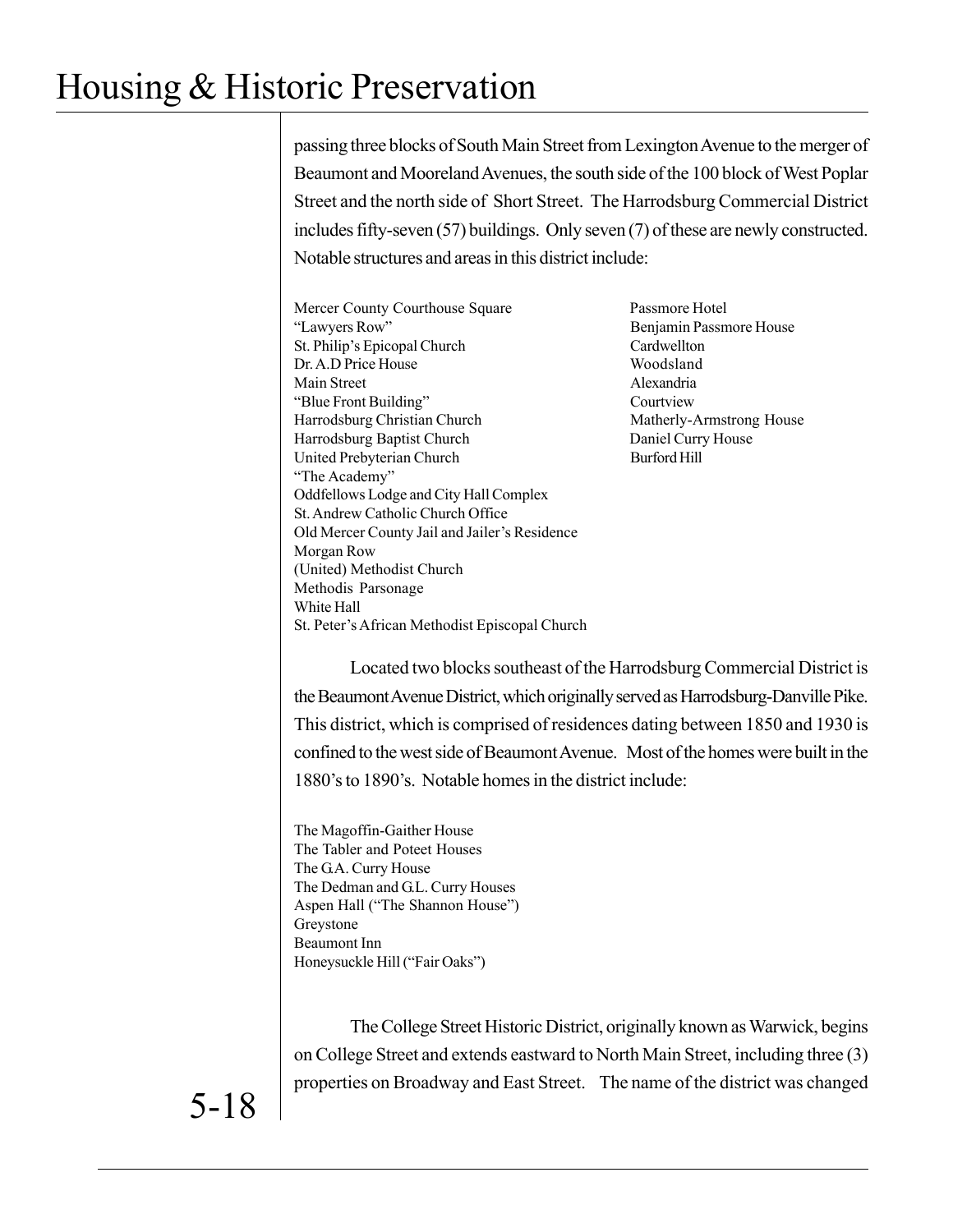passing three blocks of South Main Street from Lexington Avenue to the merger of Beaumont and Mooreland Avenues, the south side of the 100 block of West Poplar Street and the north side of Short Street. The Harrodsburg Commercial District includes fifty-seven (57) buildings. Only seven (7) of these are newly constructed. Notable structures and areas in this district include:

Mercer County Courthouse Square
"Lawyers Row"
St. Philip's Epicopal Church
Dr. A.D Price House
Main Street
"Blue Front Building"
Harrodsburg Christian Church
Harrodsburg Baptist Church
United Prebyterian Church
"The Academy"
Oddfellows Lodge and City Hall Complex
St. Andrew Catholic Church Office
Old Mercer County Jail and Jailer's Residence
Morgan Row
(United) Methodist Church
Methodis Parsonage
White Hall
St. Peter's African Methodist Episcopal Church
Passmore Hotel
Benjamin Passmore House
Cardwellton
Woodsland
Alexandria
Courtview
Matherly-Armstrong House
Daniel Curry House
Burford Hill

Located two blocks southeast of the Harrodsburg Commercial District is the Beaumont Avenue District, which originally served as Harrodsburg-Danville Pike. This district, which is comprised of residences dating between 1850 and 1930 is confined to the west side of Beaumont Avenue. Most of the homes were built in the 1880's to 1890's. Notable homes in the district include:

The Magoffin-Gaither House
The Tabler and Poteet Houses
The G.A. Curry House
The Dedman and G.L. Curry Houses
Aspen Hall ("The Shannon House")
Greystone
Beaumont Inn
Honeysuckle Hill ("Fair Oaks")

The College Street Historic District, originally known as Warwick, begins on College Street and extends eastward to North Main Street, including three (3) properties on Broadway and East Street. The name of the district was changed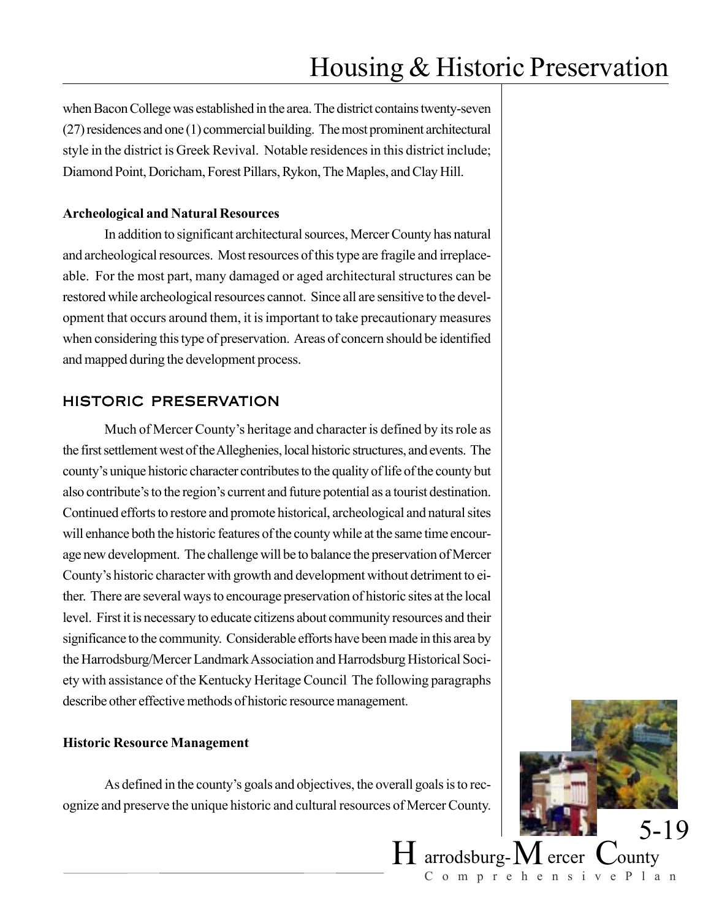when Bacon College was established in the area. The district contains twenty-seven (27) residences and one (1) commercial building. The most prominent architectural style in the district is Greek Revival. Notable residences in this district include; Diamond Point, Doricham, Forest Pillars, Rykon, The Maples, and Clay Hill.

### Archeological and Natural Resources

In addition to significant architectural sources, Mercer County has natural and archeological resources. Most resources of this type are fragile and irreplaceable. For the most part, many damaged or aged architectural structures can be restored while archeological resources cannot. Since all are sensitive to the development that occurs around them, it is important to take precautionary measures when considering this type of preservation. Areas of concern should be identified and mapped during the development process.

## HISTORIC PRESERVATION

Much of Mercer County's heritage and character is defined by its role as the first settlement west of the Alleghenies, local historic structures, and events. The county's unique historic character contributes to the quality of life of the county but also contribute's to the region's current and future potential as a tourist destination. Continued efforts to restore and promote historical, archeological and natural sites will enhance both the historic features of the county while at the same time encourage new development. The challenge will be to balance the preservation of Mercer County's historic character with growth and development without detriment to either. There are several ways to encourage preservation of historic sites at the local level. First it is necessary to educate citizens about community resources and their significance to the community. Considerable efforts have been made in this area by the Harrodsburg/Mercer Landmark Association and Harrodsburg Historical Society with assistance of the Kentucky Heritage Council The following paragraphs describe other effective methods of historic resource management.

### Historic Resource Management

As defined in the county's goals and objectives, the overall goals is to recognize and preserve the unique historic and cultural resources of Mercer County.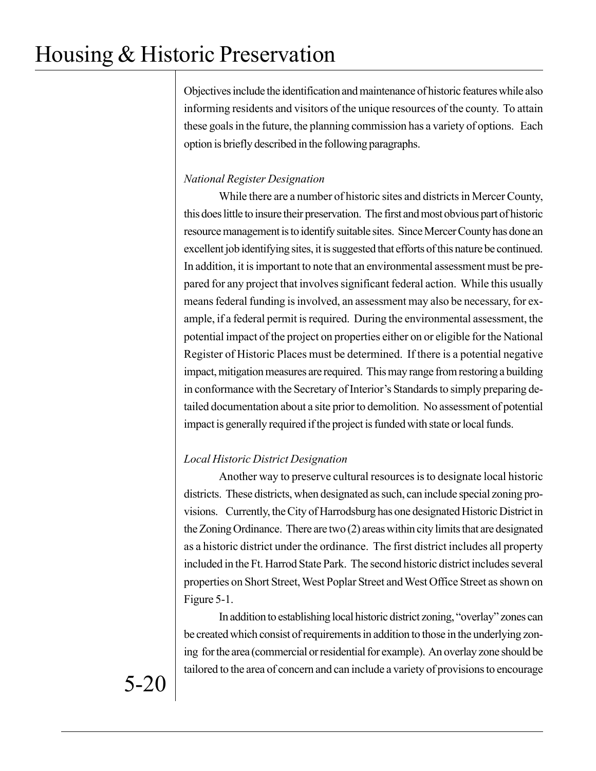Objectives include the identification and maintenance of historic features while also informing residents and visitors of the unique resources of the county. To attain these goals in the future, the planning commission has a variety of options. Each option is briefly described in the following paragraphs.

*National Register Designation*

While there are a number of historic sites and districts in Mercer County, this does little to insure their preservation. The first and most obvious part of historic resource management is to identify suitable sites. Since Mercer County has done an excellent job identifying sites, it is suggested that efforts of this nature be continued. In addition, it is important to note that an environmental assessment must be prepared for any project that involves significant federal action. While this usually means federal funding is involved, an assessment may also be necessary, for example, if a federal permit is required. During the environmental assessment, the potential impact of the project on properties either on or eligible for the National Register of Historic Places must be determined. If there is a potential negative impact, mitigation measures are required. This may range from restoring a building in conformance with the Secretary of Interior's Standards to simply preparing detailed documentation about a site prior to demolition. No assessment of potential impact is generally required if the project is funded with state or local funds.

*Local Historic District Designation*

Another way to preserve cultural resources is to designate local historic districts. These districts, when designated as such, can include special zoning provisions. Currently, the City of Harrodsburg has one designated Historic District in the Zoning Ordinance. There are two (2) areas within city limits that are designated as a historic district under the ordinance. The first district includes all property included in the Ft. Harrod State Park. The second historic district includes several properties on Short Street, West Poplar Street and West Office Street as shown on Figure 5-1.

In addition to establishing local historic district zoning, "overlay" zones can be created which consist of requirements in addition to those in the underlying zoning for the area (commercial or residential for example). An overlay zone should be tailored to the area of concern and can include a variety of provisions to encourage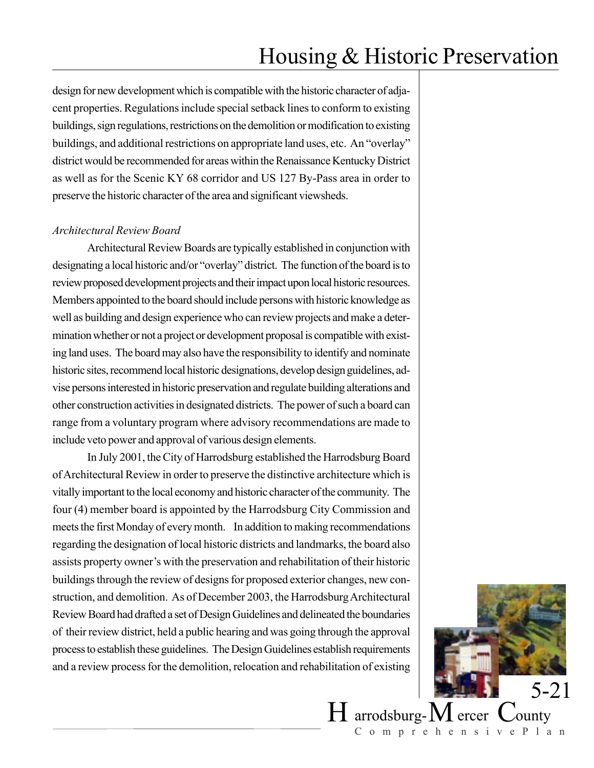design for new development which is compatible with the historic character of adjacent properties. Regulations include special setback lines to conform to existing buildings, sign regulations, restrictions on the demolition or modification to existing buildings, and additional restrictions on appropriate land uses, etc. An "overlay" district would be recommended for areas within the Renaissance Kentucky District as well as for the Scenic KY 68 corridor and US 127 By-Pass area in order to preserve the historic character of the area and significant viewsheds.

*Architectural Review Board*

Architectural Review Boards are typically established in conjunction with designating a local historic and/or "overlay" district. The function of the board is to review proposed development projects and their impact upon local historic resources. Members appointed to the board should include persons with historic knowledge as well as building and design experience who can review projects and make a determination whether or not a project or development proposal is compatible with existing land uses. The board may also have the responsibility to identify and nominate historic sites, recommend local historic designations, develop design guidelines, advise persons interested in historic preservation and regulate building alterations and other construction activities in designated districts. The power of such a board can range from a voluntary program where advisory recommendations are made to include veto power and approval of various design elements.

In July 2001, the City of Harrodsburg established the Harrodsburg Board of Architectural Review in order to preserve the distinctive architecture which is vitally important to the local economy and historic character of the community. The four (4) member board is appointed by the Harrodsburg City Commission and meets the first Monday of every month. In addition to making recommendations regarding the designation of local historic districts and landmarks, the board also assists property owner's with the preservation and rehabilitation of their historic buildings through the review of designs for proposed exterior changes, new construction, and demolition. As of December 2003, the Harrodsburg Architectural Review Board had drafted a set of Design Guidelines and delineated the boundaries of their review district, held a public hearing and was going through the approval process to establish these guidelines. The Design Guidelines establish requirements and a review process for the demolition, relocation and rehabilitation of existing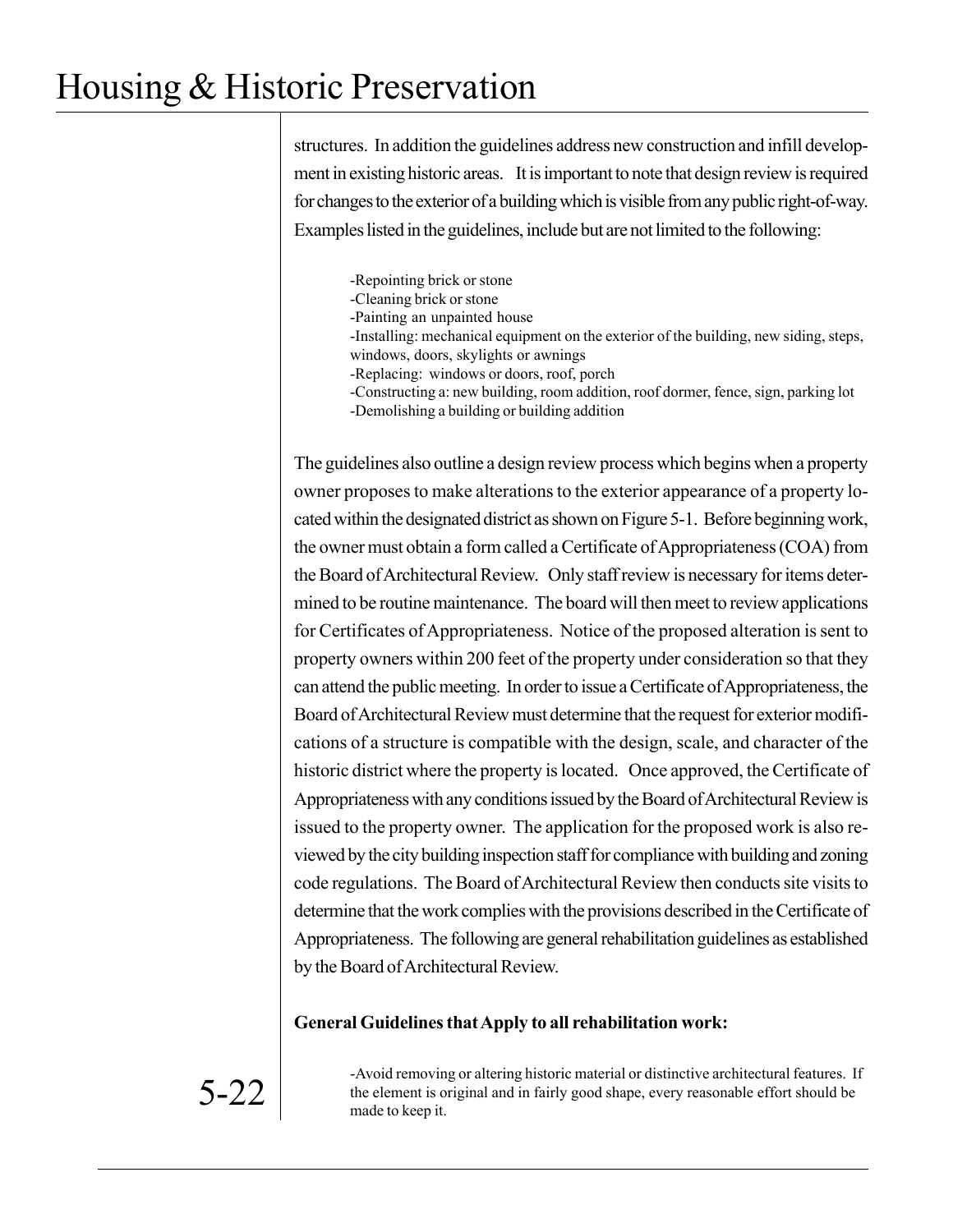structures. In addition the guidelines address new construction and infill development in existing historic areas. It is important to note that design review is required for changes to the exterior of a building which is visible from any public right-of-way. Examples listed in the guidelines, include but are not limited to the following:

- -Repointing brick or stone
- -Cleaning brick or stone
- -Painting an unpainted house
- -Installing: mechanical equipment on the exterior of the building, new siding, steps, windows, doors, skylights or awnings
- -Replacing: windows or doors, roof, porch
- -Constructing a: new building, room addition, roof dormer, fence, sign, parking lot
- -Demolishing a building or building addition

The guidelines also outline a design review process which begins when a property owner proposes to make alterations to the exterior appearance of a property located within the designated district as shown on Figure 5-1. Before beginning work, the owner must obtain a form called a Certificate of Appropriateness (COA) from the Board of Architectural Review. Only staff review is necessary for items determined to be routine maintenance. The board will then meet to review applications for Certificates of Appropriateness. Notice of the proposed alteration is sent to property owners within 200 feet of the property under consideration so that they can attend the public meeting. In order to issue a Certificate of Appropriateness, the Board of Architectural Review must determine that the request for exterior modifications of a structure is compatible with the design, scale, and character of the historic district where the property is located. Once approved, the Certificate of Appropriateness with any conditions issued by the Board of Architectural Review is issued to the property owner. The application for the proposed work is also reviewed by the city building inspection staff for compliance with building and zoning code regulations. The Board of Architectural Review then conducts site visits to determine that the work complies with the provisions described in the Certificate of Appropriateness. The following are general rehabilitation guidelines as established by the Board of Architectural Review.

**General Guidelines that Apply to all rehabilitation work:**

- -Avoid removing or altering historic material or distinctive architectural features. If the element is original and in fairly good shape, every reasonable effort should be made to keep it.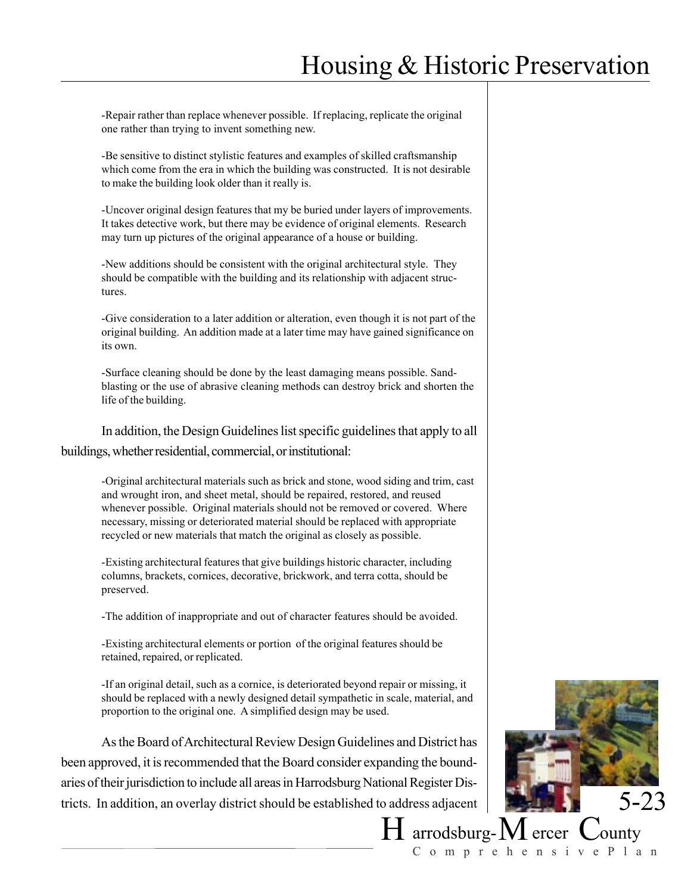-Repair rather than replace whenever possible. If replacing, replicate the original one rather than trying to invent something new.

-Be sensitive to distinct stylistic features and examples of skilled craftsmanship which come from the era in which the building was constructed. It is not desirable to make the building look older than it really is.

-Uncover original design features that my be buried under layers of improvements. It takes detective work, but there may be evidence of original elements. Research may turn up pictures of the original appearance of a house or building.

-New additions should be consistent with the original architectural style. They should be compatible with the building and its relationship with adjacent structures.

-Give consideration to a later addition or alteration, even though it is not part of the original building. An addition made at a later time may have gained significance on its own.

-Surface cleaning should be done by the least damaging means possible. Sandblasting or the use of abrasive cleaning methods can destroy brick and shorten the life of the building.

In addition, the Design Guidelines list specific guidelines that apply to all buildings, whether residential, commercial, or institutional:

-Original architectural materials such as brick and stone, wood siding and trim, cast and wrought iron, and sheet metal, should be repaired, restored, and reused whenever possible. Original materials should not be removed or covered. Where necessary, missing or deteriorated material should be replaced with appropriate recycled or new materials that match the original as closely as possible.

-Existing architectural features that give buildings historic character, including columns, brackets, cornices, decorative, brickwork, and terra cotta, should be preserved.

-The addition of inappropriate and out of character features should be avoided.

-Existing architectural elements or portion of the original features should be retained, repaired, or replicated.

-If an original detail, such as a cornice, is deteriorated beyond repair or missing, it should be replaced with a newly designed detail sympathetic in scale, material, and proportion to the original one. A simplified design may be used.

As the Board of Architectural Review Design Guidelines and District has been approved, it is recommended that the Board consider expanding the boundaries of their jurisdiction to include all areas in Harrodsburg National Register Districts. In addition, an overlay district should be established to address adjacent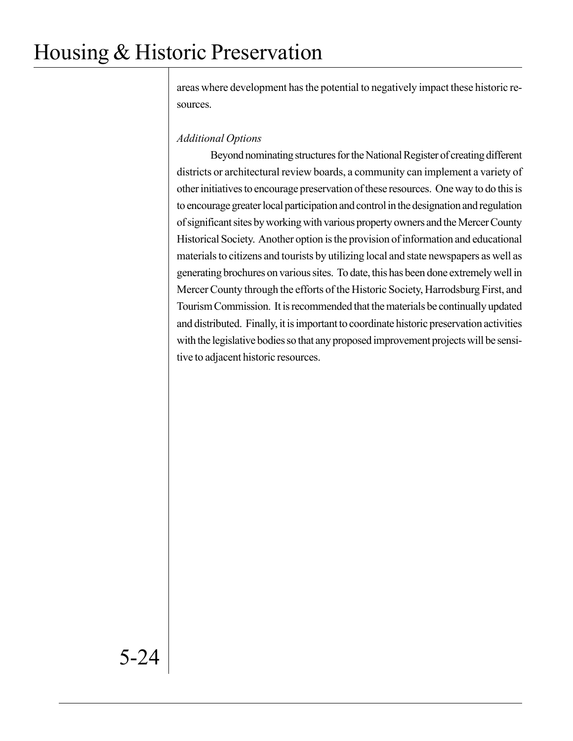areas where development has the potential to negatively impact these historic resources.

*Additional Options*

Beyond nominating structures for the National Register of creating different districts or architectural review boards, a community can implement a variety of other initiatives to encourage preservation of these resources. One way to do this is to encourage greater local participation and control in the designation and regulation of significant sites by working with various property owners and the Mercer County Historical Society. Another option is the provision of information and educational materials to citizens and tourists by utilizing local and state newspapers as well as generating brochures on various sites. To date, this has been done extremely well in Mercer County through the efforts of the Historic Society, Harrodsburg First, and Tourism Commission. It is recommended that the materials be continually updated and distributed. Finally, it is important to coordinate historic preservation activities with the legislative bodies so that any proposed improvement projects will be sensitive to adjacent historic resources.